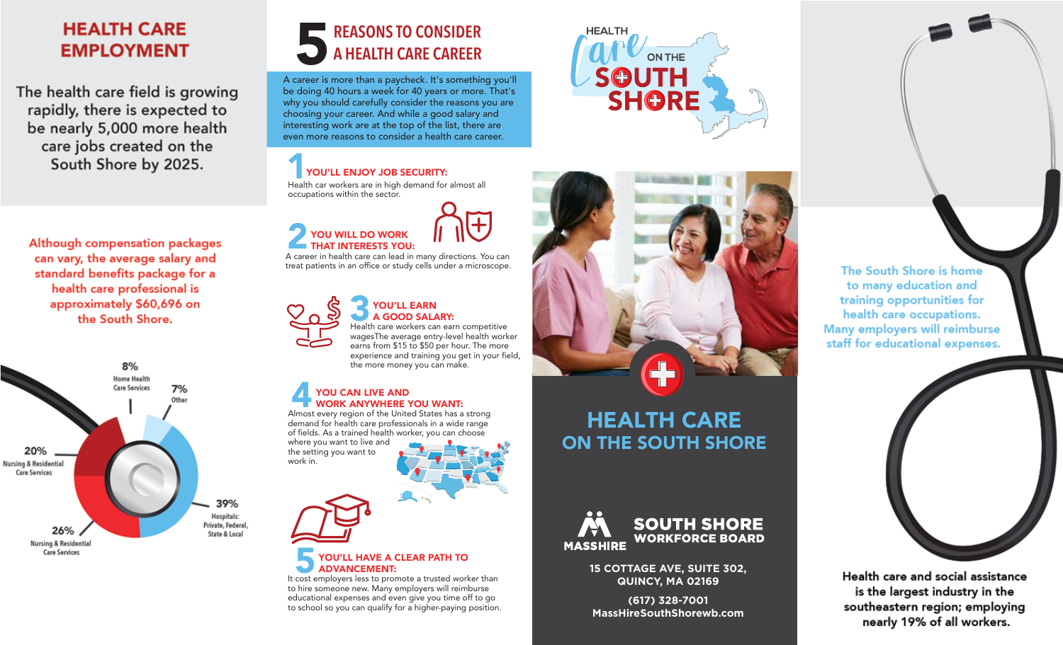# HEALTH CARE EMPLOYMENT

The health care field is growing rapidly, there is expected to be nearly 5,000 more health care jobs created on the South Shore by 2025.

Although compensation packages can vary, the average salary and standard benefits package for a health care professional is approximately $60,696 on the South Shore.

- 8% Home Health Care Services
- 7% Other
- 20% Nursing & Residential Care Services
- 39% Hospitals: Private, Federal, State & Local
- 26% Nursing & Residential Care Services

# 5 REASONS TO CONSIDER A HEALTH CARE CAREER

A career is more than a paycheck. It's something you'll be doing 40 hours a week for 40 years or more. That's why you should carefully consider the reasons you are choosing your career. And while a good salary and interesting work are at the top of the list, there are even more reasons to consider a health care career.

## 1 YOU'LL ENJOY JOB SECURITY:

Health car workers are in high demand for almost all occupations within the sector.

## 2 YOU WILL DO WORK THAT INTERESTS YOU:

A career in health care can lead in many directions. You can treat patients in an office or study cells under a microscope.

## 3 YOU'LL EARN A GOOD SALARY:

Health care workers can earn competitive wagesThe average entry-level health worker earns from $15 to $50 per hour. The more experience and training you get in your field, the more money you can make.

## 4 YOU CAN LIVE AND WORK ANYWHERE YOU WANT:

Almost every region of the United States has a strong demand for health care professionals in a wide range of fields. As a trained health worker, you can choose where you want to live and the setting you want to work in.

## 5 YOU'LL HAVE A CLEAR PATH TO ADVANCEMENT:

It cost employers less to promote a trusted worker than to hire someone new. Many employers will reimburse educational expenses and even give you time off to go to school so you can qualify for a higher-paying position.

HEALTH Care ON THE SOUTH SHORE

# HEALTH CARE ON THE SOUTH SHORE

MASSHIRE **SOUTH SHORE WORKFORCE BOARD**

15 COTTAGE AVE, SUITE 302,
QUINCY, MA 02169

(617) 328-7001
MassHireSouthShorewb.com

The South Shore is home to many education and training opportunities for health care occupations. Many employers will reimburse staff for educational expenses.

**Health care and social assistance is the largest industry in the southeastern region; employing nearly 19% of all workers.**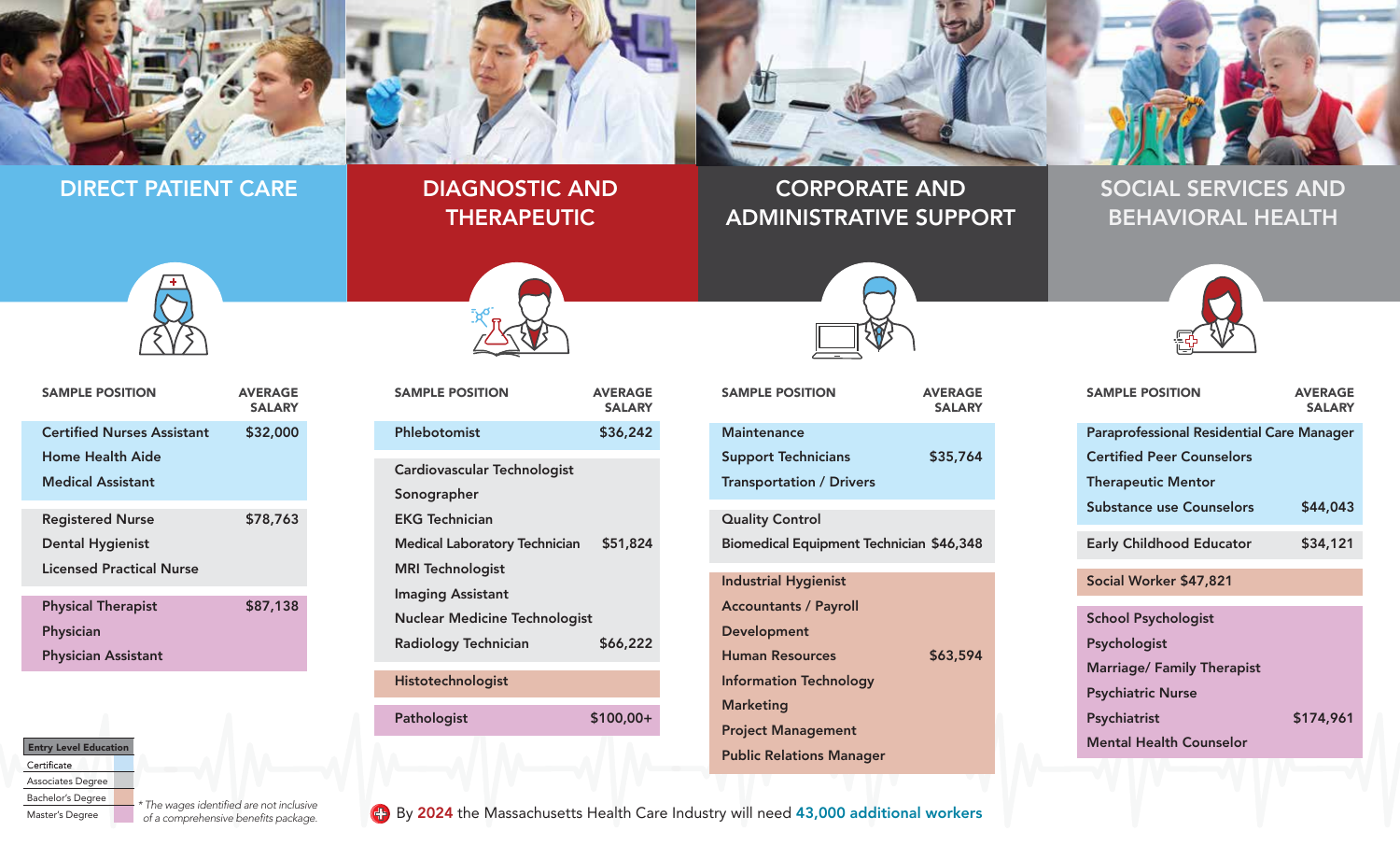## DIRECT PATIENT CARE

| SAMPLE POSITION | AVERAGE SALARY |
|---|---|
| Certified Nurses Assistant<br>Home Health Aide<br>Medical Assistant | $32,000 |
| Registered Nurse<br>Dental Hygienist<br>Licensed Practical Nurse | $78,763 |
| Physical Therapist<br>Physician<br>Physician Assistant | $87,138 |

## DIAGNOSTIC AND THERAPEUTIC

| SAMPLE POSITION | AVERAGE SALARY |
|---|---|
| Phlebotomist | $36,242 |
| Cardiovascular Technologist<br>Sonographer<br>EKG Technician<br>Medical Laboratory Technician | $51,824 |
| MRI Technologist<br>Imaging Assistant<br>Nuclear Medicine Technologist<br>Radiology Technician | $66,222 |
| Histotechnologist | |
| Pathologist | $100,00+ |

## CORPORATE AND ADMINISTRATIVE SUPPORT

| SAMPLE POSITION | AVERAGE SALARY |
|---|---|
| Maintenance<br>Support Technicians<br>Transportation / Drivers | $35,764 |
| Quality Control<br>Biomedical Equipment Technician | $46,348 |
| Industrial Hygienist<br>Accountants / Payroll<br>Development<br>Human Resources<br>Information Technology<br>Marketing<br>Project Management<br>Public Relations Manager | $63,594 |

## SOCIAL SERVICES AND BEHAVIORAL HEALTH

| SAMPLE POSITION | AVERAGE SALARY |
|---|---|
| Paraprofessional Residential Care Manager<br>Certified Peer Counselors<br>Therapeutic Mentor<br>Substance use Counselors | $44,043 |
| Early Childhood Educator | $34,121 |
| Social Worker | $47,821 |
| School Psychologist<br>Psychologist<br>Marriage/ Family Therapist<br>Psychiatric Nurse<br>Psychiatrist<br>Mental Health Counselor | $174,961 |

| Entry Level Education |
|---|
| Certificate |
| Associates Degree |
| Bachelor's Degree |
| Master's Degree |

*\* The wages identified are not inclusive of a comprehensive benefits package.*

By **2024** the Massachusetts Health Care Industry will need **43,000 additional workers**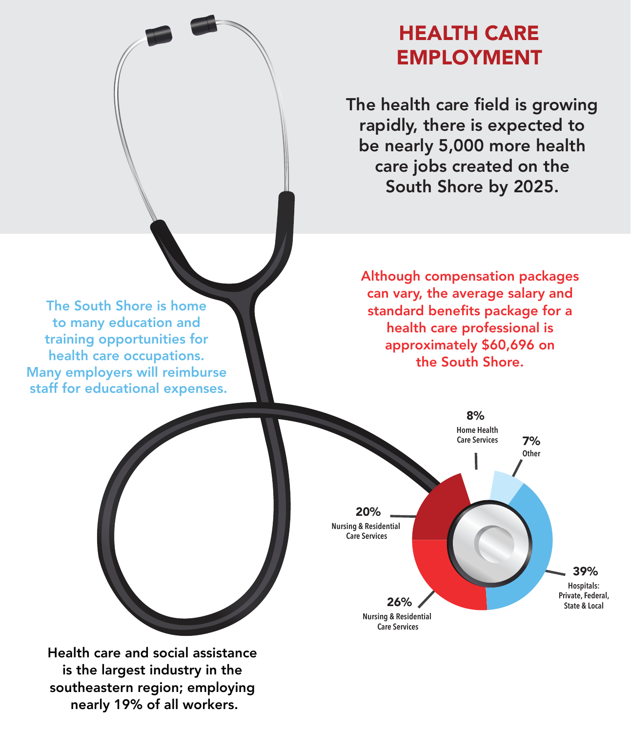# HEALTH CARE EMPLOYMENT

The health care field is growing rapidly, there is expected to be nearly 5,000 more health care jobs created on the South Shore by 2025.

The South Shore is home to many education and training opportunities for health care occupations. Many employers will reimburse staff for educational expenses.

Although compensation packages can vary, the average salary and standard benefits package for a health care professional is approximately $60,696 on the South Shore.

8%
Home Health Care Services

7%
Other

20%
Nursing & Residential Care Services

39%
Hospitals: Private, Federal, State & Local

26%
Nursing & Residential Care Services

Health care and social assistance is the largest industry in the southeastern region; employing nearly 19% of all workers.